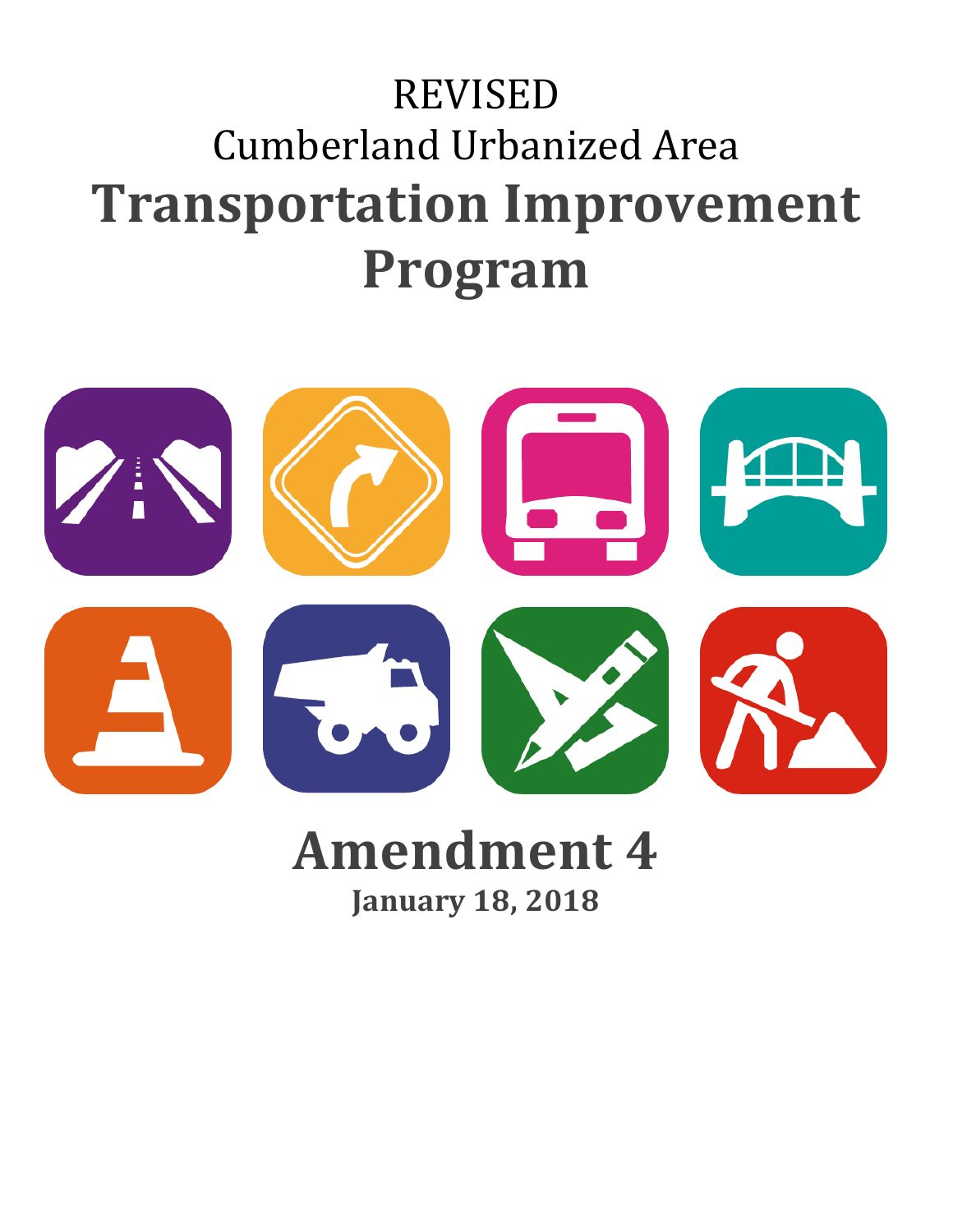REVISED

Cumberland Urbanized Area

# Transportation Improvement Program

## Amendment 4

**January 18, 2018**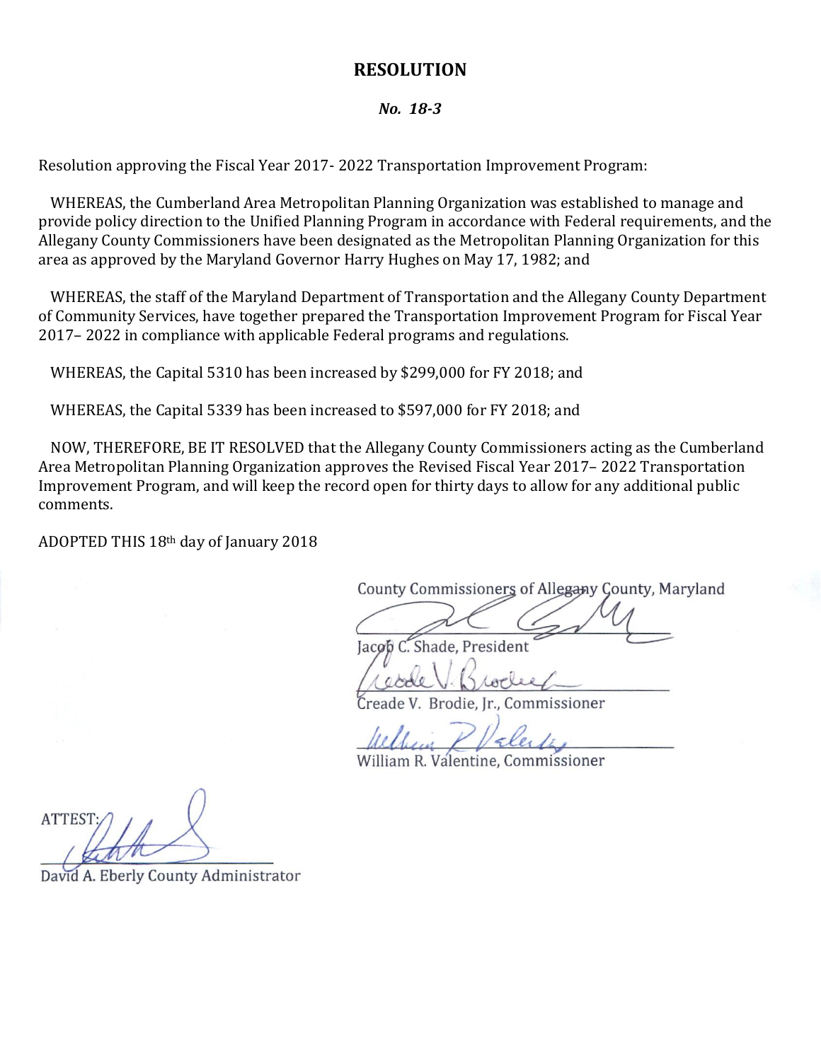# RESOLUTION

***No. 18-3***

Resolution approving the Fiscal Year 2017- 2022 Transportation Improvement Program:

WHEREAS, the Cumberland Area Metropolitan Planning Organization was established to manage and provide policy direction to the Unified Planning Program in accordance with Federal requirements, and the Allegany County Commissioners have been designated as the Metropolitan Planning Organization for this area as approved by the Maryland Governor Harry Hughes on May 17, 1982; and

WHEREAS, the staff of the Maryland Department of Transportation and the Allegany County Department of Community Services, have together prepared the Transportation Improvement Program for Fiscal Year 2017– 2022 in compliance with applicable Federal programs and regulations.

WHEREAS, the Capital 5310 has been increased by $299,000 for FY 2018; and

WHEREAS, the Capital 5339 has been increased to $597,000 for FY 2018; and

NOW, THEREFORE, BE IT RESOLVED that the Allegany County Commissioners acting as the Cumberland Area Metropolitan Planning Organization approves the Revised Fiscal Year 2017– 2022 Transportation Improvement Program, and will keep the record open for thirty days to allow for any additional public comments.

ADOPTED THIS 18th day of January 2018

County Commissioners of Allegany County, Maryland

Jacob C. Shade, President

Creade V. Brodie, Jr., Commissioner

William R. Valentine, Commissioner

ATTEST:

David A. Eberly County Administrator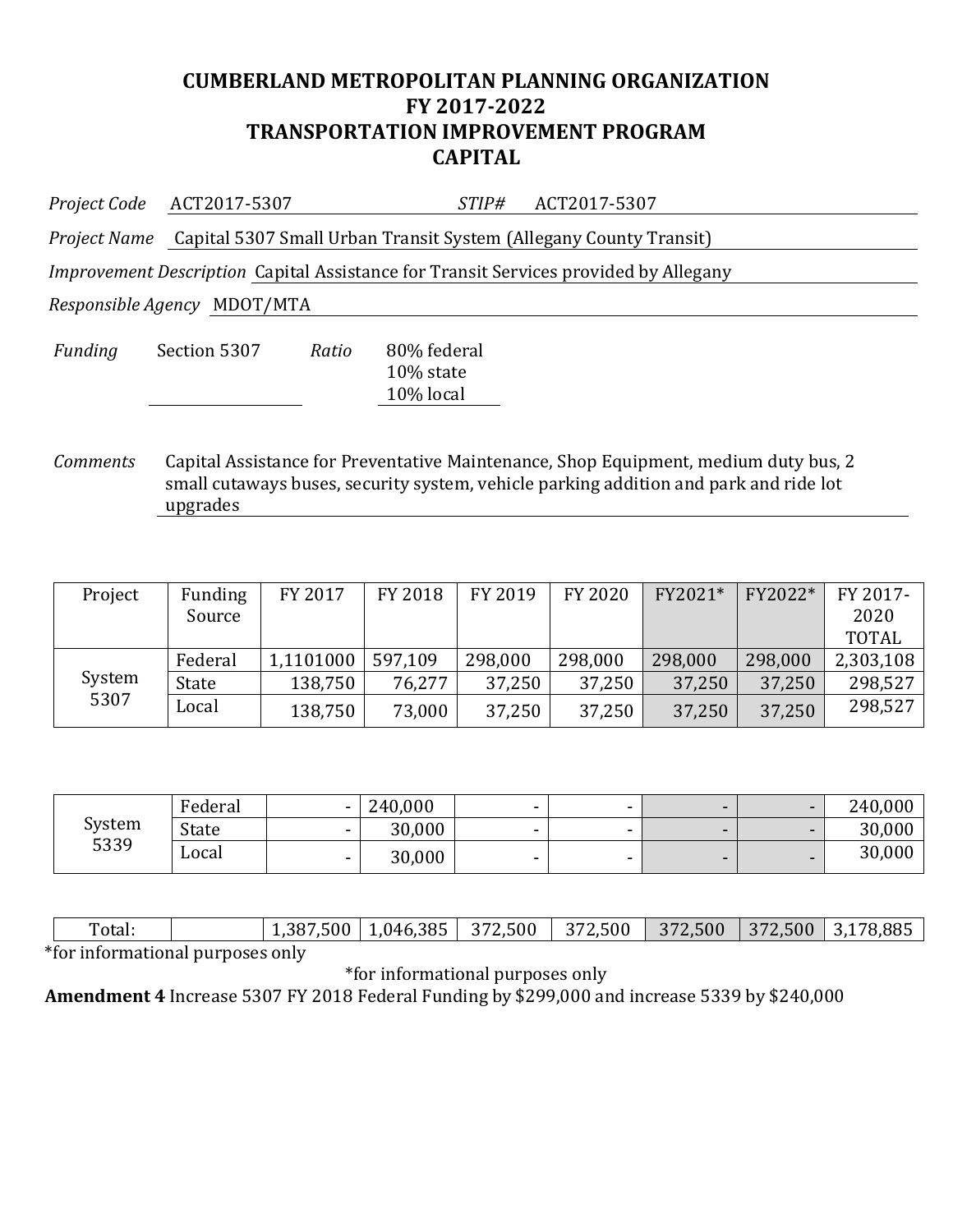# CUMBERLAND METROPOLITAN PLANNING ORGANIZATION
# FY 2017-2022
# TRANSPORTATION IMPROVEMENT PROGRAM
# CAPITAL

*Project Code* ACT2017-5307 *STIP#* ACT2017-5307

*Project Name* Capital 5307 Small Urban Transit System (Allegany County Transit)

*Improvement Description* Capital Assistance for Transit Services provided by Allegany

*Responsible Agency* MDOT/MTA

*Funding* Section 5307 *Ratio* 80% federal
10% state
10% local

*Comments* Capital Assistance for Preventative Maintenance, Shop Equipment, medium duty bus, 2 small cutaways buses, security system, vehicle parking addition and park and ride lot upgrades

| Project | Funding Source | FY 2017 | FY 2018 | FY 2019 | FY 2020 | FY2021* | FY2022* | FY 2017-2020 TOTAL |
|---|---|---|---|---|---|---|---|---|
| System 5307 | Federal | 1,1101000 | 597,109 | 298,000 | 298,000 | 298,000 | 298,000 | 2,303,108 |
| | State | 138,750 | 76,277 | 37,250 | 37,250 | 37,250 | 37,250 | 298,527 |
| | Local | 138,750 | 73,000 | 37,250 | 37,250 | 37,250 | 37,250 | 298,527 |

| | | | | | | | | |
|---|---|---|---|---|---|---|---|---|
| System 5339 | Federal | - | 240,000 | - | - | - | - | 240,000 |
| | State | - | 30,000 | - | - | - | - | 30,000 |
| | Local | - | 30,000 | - | - | - | - | 30,000 |

| | | | | | | | | |
|---|---|---|---|---|---|---|---|---|
| Total: | | 1,387,500 | 1,046,385 | 372,500 | 372,500 | 372,500 | 372,500 | 3,178,885 |

*for informational purposes only

*for informational purposes only

**Amendment 4** Increase 5307 FY 2018 Federal Funding by $299,000 and increase 5339 by $240,000